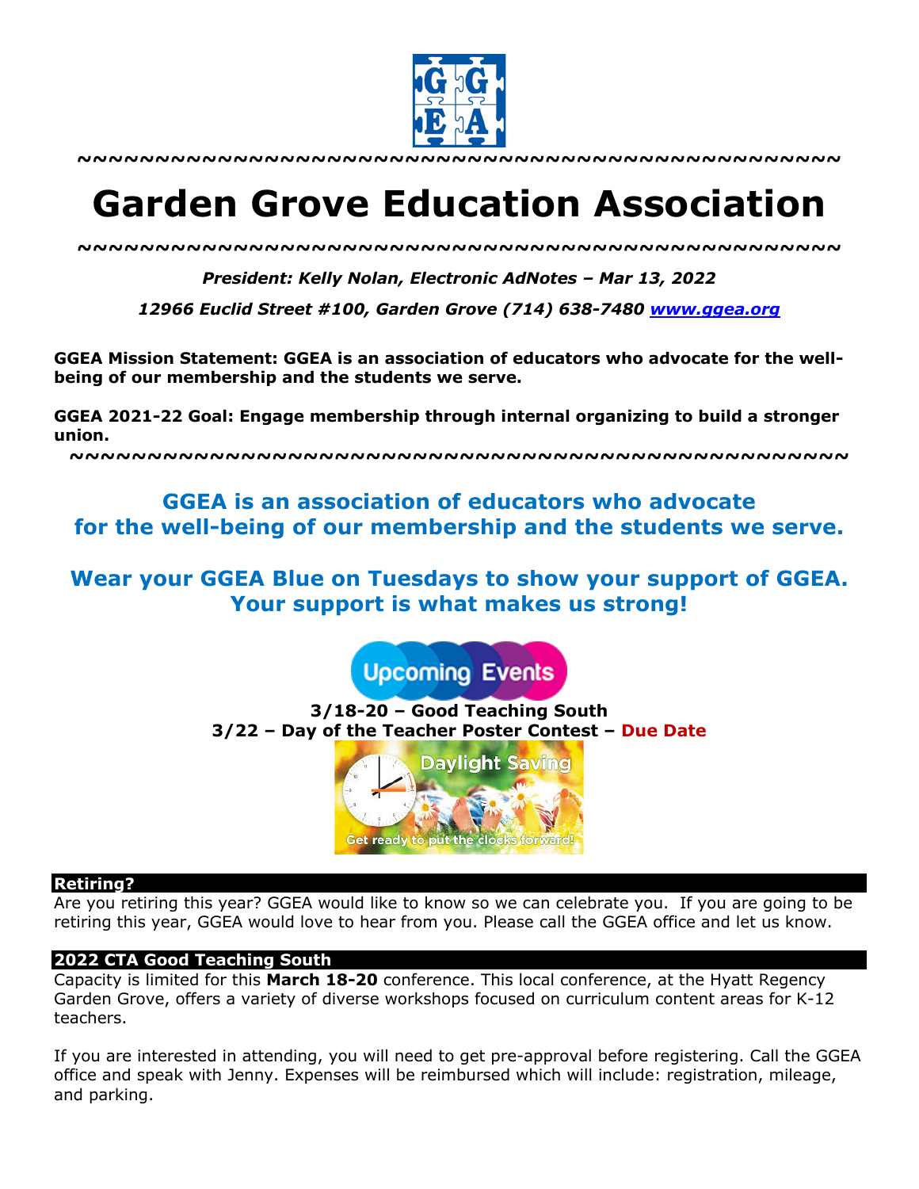~~~~~~~~~~~~~~~~~~~~~~~~~~~~~~~~~~~~~~~~~~~~~~~~~~~~

# Garden Grove Education Association

~~~~~~~~~~~~~~~~~~~~~~~~~~~~~~~~~~~~~~~~~~~~~~~~~~~~

***President: Kelly Nolan, Electronic AdNotes – Mar 13, 2022***

***12966 Euclid Street #100, Garden Grove (714) 638-7480 [www.ggea.org](http://www.ggea.org)***

**GGEA Mission Statement: GGEA is an association of educators who advocate for the well-being of our membership and the students we serve.**

**GGEA 2021-22 Goal: Engage membership through internal organizing to build a stronger union.**

~~~~~~~~~~~~~~~~~~~~~~~~~~~~~~~~~~~~~~~~~~~~~~~~~~~~

**GGEA is an association of educators who advocate for the well-being of our membership and the students we serve.**

**Wear your GGEA Blue on Tuesdays to show your support of GGEA. Your support is what makes us strong!**

Upcoming Events

**3/18-20 – Good Teaching South**

**3/22 – Day of the Teacher Poster Contest – Due Date**

Daylight Saving

Get ready to put the clocks forward!

## Retiring?

Are you retiring this year? GGEA would like to know so we can celebrate you. If you are going to be retiring this year, GGEA would love to hear from you. Please call the GGEA office and let us know.

## 2022 CTA Good Teaching South

Capacity is limited for this **March 18-20** conference. This local conference, at the Hyatt Regency Garden Grove, offers a variety of diverse workshops focused on curriculum content areas for K-12 teachers.

If you are interested in attending, you will need to get pre-approval before registering. Call the GGEA office and speak with Jenny. Expenses will be reimbursed which will include: registration, mileage, and parking.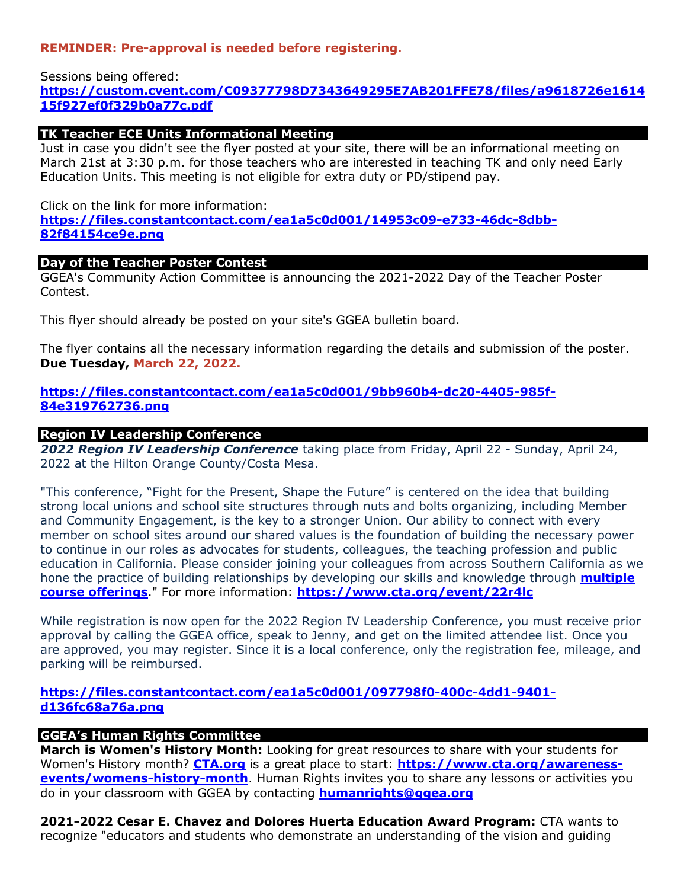**REMINDER: Pre-approval is needed before registering.**

Sessions being offered:
**https://custom.cvent.com/C09377798D7343649295E7AB201FFE78/files/a9618726e161415f927ef0f329b0a77c.pdf**

## TK Teacher ECE Units Informational Meeting

Just in case you didn't see the flyer posted at your site, there will be an informational meeting on March 21st at 3:30 p.m. for those teachers who are interested in teaching TK and only need Early Education Units. This meeting is not eligible for extra duty or PD/stipend pay.

Click on the link for more information:
**https://files.constantcontact.com/ea1a5c0d001/14953c09-e733-46dc-8dbb-82f84154ce9e.png**

## Day of the Teacher Poster Contest

GGEA's Community Action Committee is announcing the 2021-2022 Day of the Teacher Poster Contest.

This flyer should already be posted on your site's GGEA bulletin board.

The flyer contains all the necessary information regarding the details and submission of the poster. **Due Tuesday, March 22, 2022.**

**https://files.constantcontact.com/ea1a5c0d001/9bb960b4-dc20-4405-985f-84e319762736.png**

## Region IV Leadership Conference

***2022 Region IV Leadership Conference*** taking place from Friday, April 22 - Sunday, April 24, 2022 at the Hilton Orange County/Costa Mesa.

"This conference, "Fight for the Present, Shape the Future" is centered on the idea that building strong local unions and school site structures through nuts and bolts organizing, including Member and Community Engagement, is the key to a stronger Union. Our ability to connect with every member on school sites around our shared values is the foundation of building the necessary power to continue in our roles as advocates for students, colleagues, the teaching profession and public education in California. Please consider joining your colleagues from across Southern California as we hone the practice of building relationships by developing our skills and knowledge through **multiple course offerings**." For more information: **https://www.cta.org/event/22r4lc**

While registration is now open for the 2022 Region IV Leadership Conference, you must receive prior approval by calling the GGEA office, speak to Jenny, and get on the limited attendee list. Once you are approved, you may register. Since it is a local conference, only the registration fee, mileage, and parking will be reimbursed.

**https://files.constantcontact.com/ea1a5c0d001/097798f0-400c-4dd1-9401-d136fc68a76a.png**

## GGEA's Human Rights Committee

**March is Women's History Month:** Looking for great resources to share with your students for Women's History month? **CTA.org** is a great place to start: **https://www.cta.org/awareness-events/womens-history-month**. Human Rights invites you to share any lessons or activities you do in your classroom with GGEA by contacting **humanrights@ggea.org**

**2021-2022 Cesar E. Chavez and Dolores Huerta Education Award Program:** CTA wants to recognize "educators and students who demonstrate an understanding of the vision and guiding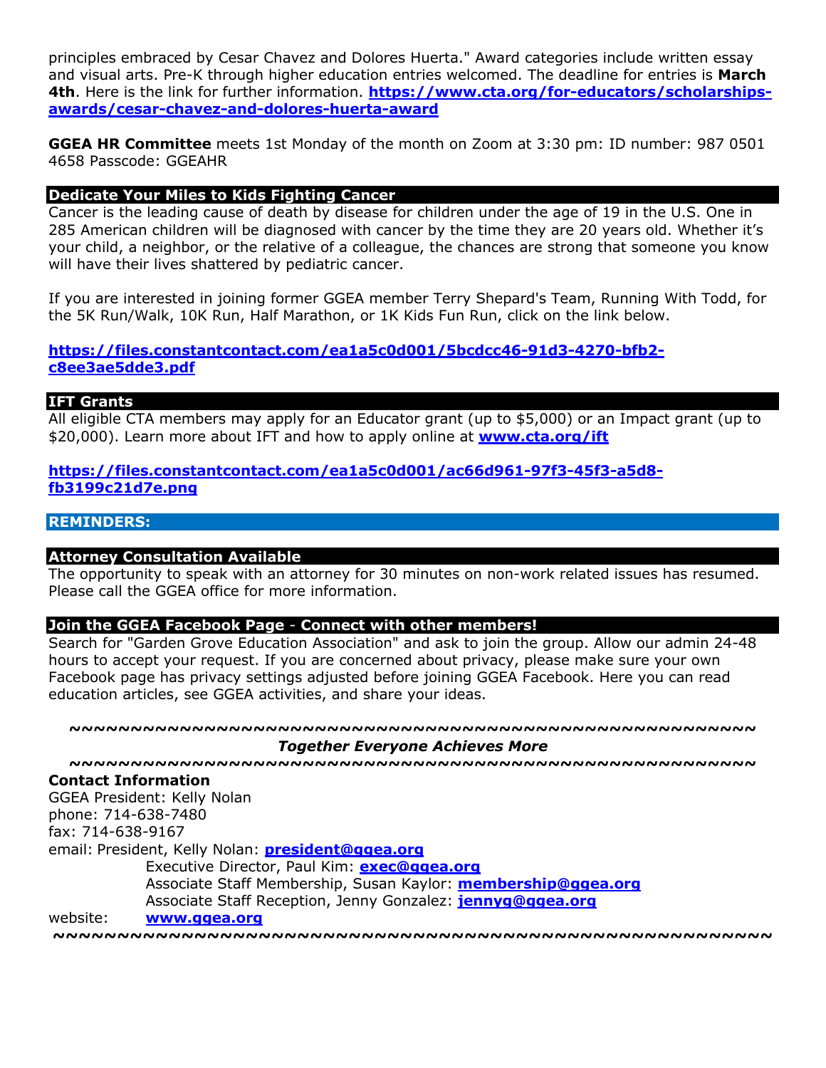principles embraced by Cesar Chavez and Dolores Huerta." Award categories include written essay and visual arts. Pre-K through higher education entries welcomed. The deadline for entries is **March 4th**. Here is the link for further information. **https://www.cta.org/for-educators/scholarships-awards/cesar-chavez-and-dolores-huerta-award**

**GGEA HR Committee** meets 1st Monday of the month on Zoom at 3:30 pm: ID number: 987 0501 4658 Passcode: GGEAHR

## Dedicate Your Miles to Kids Fighting Cancer

Cancer is the leading cause of death by disease for children under the age of 19 in the U.S. One in 285 American children will be diagnosed with cancer by the time they are 20 years old. Whether it's your child, a neighbor, or the relative of a colleague, the chances are strong that someone you know will have their lives shattered by pediatric cancer.

If you are interested in joining former GGEA member Terry Shepard's Team, Running With Todd, for the 5K Run/Walk, 10K Run, Half Marathon, or 1K Kids Fun Run, click on the link below.

**https://files.constantcontact.com/ea1a5c0d001/5bcdcc46-91d3-4270-bfb2-c8ee3ae5dde3.pdf**

## IFT Grants

All eligible CTA members may apply for an Educator grant (up to $5,000) or an Impact grant (up to $20,000). Learn more about IFT and how to apply online at **www.cta.org/ift**

**https://files.constantcontact.com/ea1a5c0d001/ac66d961-97f3-45f3-a5d8-fb3199c21d7e.png**

## REMINDERS:

## Attorney Consultation Available

The opportunity to speak with an attorney for 30 minutes on non-work related issues has resumed. Please call the GGEA office for more information.

## Join the GGEA Facebook Page - Connect with other members!

Search for "Garden Grove Education Association" and ask to join the group. Allow our admin 24-48 hours to accept your request. If you are concerned about privacy, please make sure your own Facebook page has privacy settings adjusted before joining GGEA Facebook. Here you can read education articles, see GGEA activities, and share your ideas.

~~~~~~~~~~~~~~~~~~~~~~~~~~~~~~~~~~~~~~~~~~~~~~~~~~~~~~

***Together Everyone Achieves More***

~~~~~~~~~~~~~~~~~~~~~~~~~~~~~~~~~~~~~~~~~~~~~~~~~~~~~~

**Contact Information**

GGEA President: Kelly Nolan
phone: 714-638-7480
fax: 714-638-9167
email: President, Kelly Nolan: **president@ggea.org**
Executive Director, Paul Kim: **exec@ggea.org**
Associate Staff Membership, Susan Kaylor: **membership@ggea.org**
Associate Staff Reception, Jenny Gonzalez: **jennyg@ggea.org**
website: **www.ggea.org**

~~~~~~~~~~~~~~~~~~~~~~~~~~~~~~~~~~~~~~~~~~~~~~~~~~~~~~